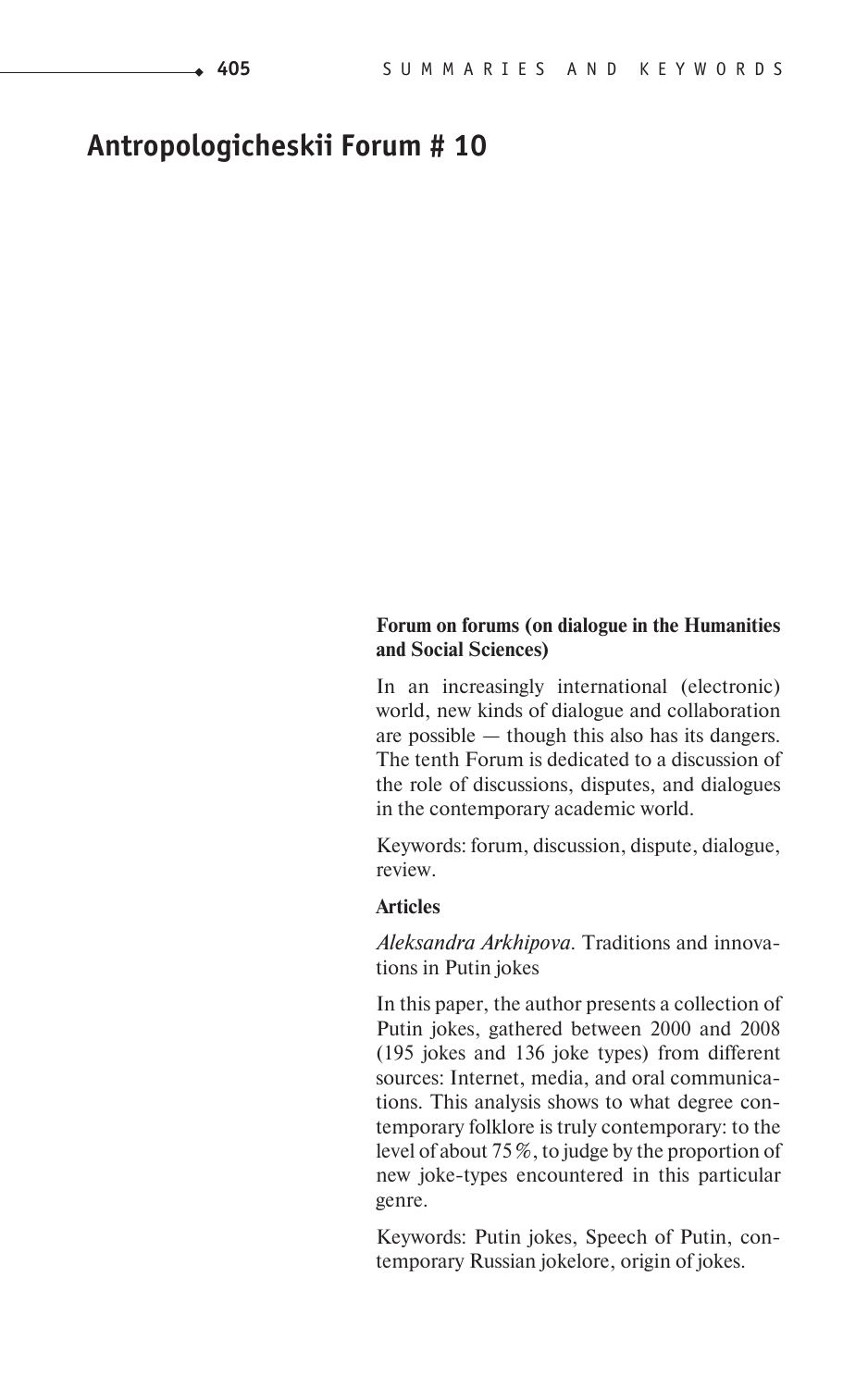# Antropologicheskii Forum # 10

**Forum on forums (on dialogue in the Humanities and Social Sciences)**

In an increasingly international (electronic) world, new kinds of dialogue and collaboration are possible — though this also has its dangers. The tenth Forum is dedicated to a discussion of the role of discussions, disputes, and dialogues in the contemporary academic world.

Keywords: forum, discussion, dispute, dialogue, review.

**Articles**

*Aleksandra Arkhipova.* Traditions and innovations in Putin jokes

In this paper, the author presents a collection of Putin jokes, gathered between 2000 and 2008 (195 jokes and 136 joke types) from different sources: Internet, media, and oral communications. This analysis shows to what degree contemporary folklore is truly contemporary: to the level of about 75%, to judge by the proportion of new joke-types encountered in this particular genre.

Keywords: Putin jokes, Speech of Putin, contemporary Russian jokelore, origin of jokes.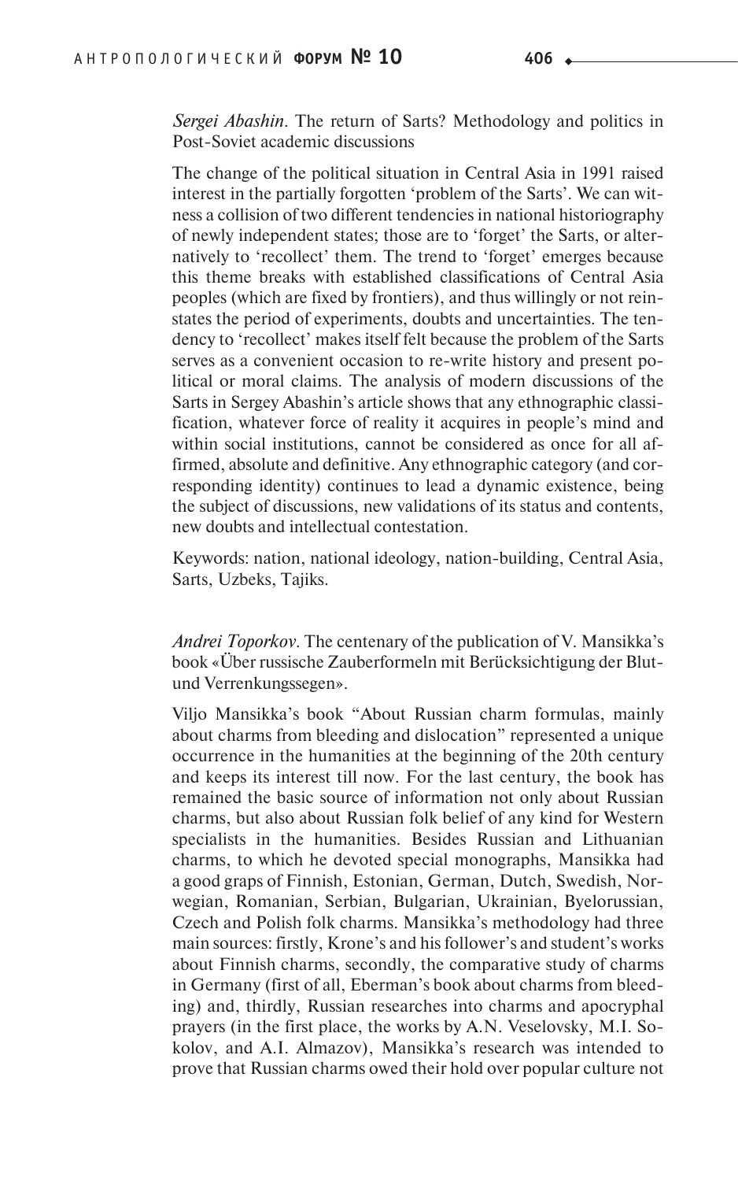*Sergei Abashin*. The return of Sarts? Methodology and politics in Post-Soviet academic discussions

The change of the political situation in Central Asia in 1991 raised interest in the partially forgotten 'problem of the Sarts'. We can witness a collision of two different tendencies in national historiography of newly independent states; those are to 'forget' the Sarts, or alternatively to 'recollect' them. The trend to 'forget' emerges because this theme breaks with established classifications of Central Asia peoples (which are fixed by frontiers), and thus willingly or not reinstates the period of experiments, doubts and uncertainties. The tendency to 'recollect' makes itself felt because the problem of the Sarts serves as a convenient occasion to re-write history and present political or moral claims. The analysis of modern discussions of the Sarts in Sergey Abashin's article shows that any ethnographic classification, whatever force of reality it acquires in people's mind and within social institutions, cannot be considered as once for all affirmed, absolute and definitive. Any ethnographic category (and corresponding identity) continues to lead a dynamic existence, being the subject of discussions, new validations of its status and contents, new doubts and intellectual contestation.

Keywords: nation, national ideology, nation-building, Central Asia, Sarts, Uzbeks, Tajiks.

*Andrei Toporkov*. The centenary of the publication of V. Mansikka's book «Über russische Zauberformeln mit Berücksichtigung der Blut- und Verrenkungssegen».

Viljo Mansikka's book "About Russian charm formulas, mainly about charms from bleeding and dislocation" represented a unique occurrence in the humanities at the beginning of the 20th century and keeps its interest till now. For the last century, the book has remained the basic source of information not only about Russian charms, but also about Russian folk belief of any kind for Western specialists in the humanities. Besides Russian and Lithuanian charms, to which he devoted special monographs, Mansikka had a good graps of Finnish, Estonian, German, Dutch, Swedish, Norwegian, Romanian, Serbian, Bulgarian, Ukrainian, Byelorussian, Czech and Polish folk charms. Mansikka's methodology had three main sources: firstly, Krone's and his follower's and student's works about Finnish charms, secondly, the comparative study of charms in Germany (first of all, Eberman's book about charms from bleeding) and, thirdly, Russian researches into charms and apocryphal prayers (in the first place, the works by A.N. Veselovsky, M.I. Sokolov, and A.I. Almazov), Mansikka's research was intended to prove that Russian charms owed their hold over popular culture not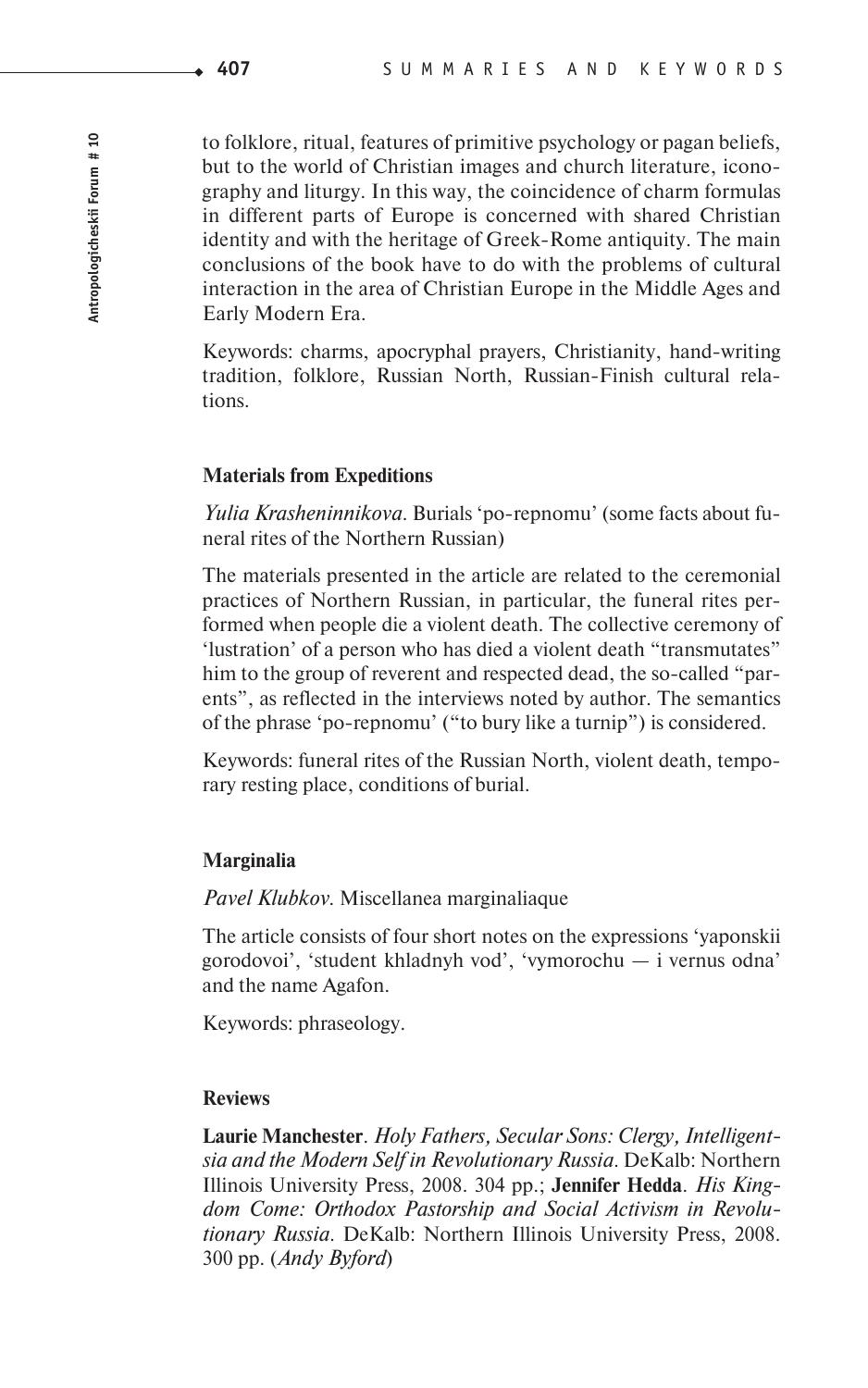to folklore, ritual, features of primitive psychology or pagan beliefs, but to the world of Christian images and church literature, iconography and liturgy. In this way, the coincidence of charm formulas in different parts of Europe is concerned with shared Christian identity and with the heritage of Greek-Rome antiquity. The main conclusions of the book have to do with the problems of cultural interaction in the area of Christian Europe in the Middle Ages and Early Modern Era.

Keywords: charms, apocryphal prayers, Christianity, hand-writing tradition, folklore, Russian North, Russian-Finish cultural relations.

### Materials from Expeditions

*Yulia Krasheninnikova*. Burials 'po-repnomu' (some facts about funeral rites of the Northern Russian)

The materials presented in the article are related to the ceremonial practices of Northern Russian, in particular, the funeral rites performed when people die a violent death. The collective ceremony of 'lustration' of a person who has died a violent death "transmutates" him to the group of reverent and respected dead, the so-called "parents", as reflected in the interviews noted by author. The semantics of the phrase 'po-repnomu' ("to bury like a turnip") is considered.

Keywords: funeral rites of the Russian North, violent death, temporary resting place, conditions of burial.

### Marginalia

*Pavel Klubkov*. Miscellanea marginaliaque

The article consists of four short notes on the expressions 'yaponskii gorodovoi', 'student khladnyh vod', 'vymorochu — i vernus odna' and the name Agafon.

Keywords: phraseology.

### Reviews

**Laurie Manchester**. *Holy Fathers, Secular Sons: Clergy, Intelligentsia and the Modern Self in Revolutionary Russia*. DeKalb: Northern Illinois University Press, 2008. 304 pp.; **Jennifer Hedda**. *His Kingdom Come: Orthodox Pastorship and Social Activism in Revolutionary Russia*. DeKalb: Northern Illinois University Press, 2008. 300 pp. (*Andy Byford*)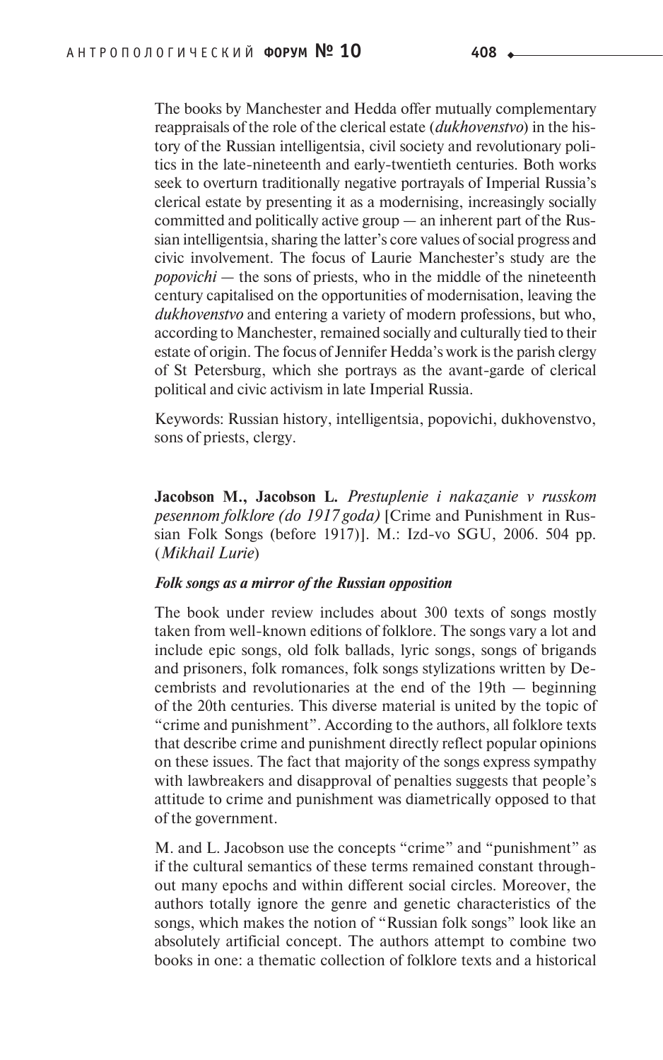The books by Manchester and Hedda offer mutually complementary reappraisals of the role of the clerical estate (*dukhovenstvo*) in the history of the Russian intelligentsia, civil society and revolutionary politics in the late-nineteenth and early-twentieth centuries. Both works seek to overturn traditionally negative portrayals of Imperial Russia's clerical estate by presenting it as a modernising, increasingly socially committed and politically active group — an inherent part of the Russian intelligentsia, sharing the latter's core values of social progress and civic involvement. The focus of Laurie Manchester's study are the *popovichi* — the sons of priests, who in the middle of the nineteenth century capitalised on the opportunities of modernisation, leaving the *dukhovenstvo* and entering a variety of modern professions, but who, according to Manchester, remained socially and culturally tied to their estate of origin. The focus of Jennifer Hedda's work is the parish clergy of St Petersburg, which she portrays as the avant-garde of clerical political and civic activism in late Imperial Russia.

Keywords: Russian history, intelligentsia, popovichi, dukhovenstvo, sons of priests, clergy.

**Jacobson M., Jacobson L.** *Prestuplenie i nakazanie v russkom pesennom folklore (do 1917 goda)* [Crime and Punishment in Russian Folk Songs (before 1917)]. M.: Izd-vo SGU, 2006. 504 pp. (*Mikhail Lurie*)

***Folk songs as a mirror of the Russian opposition***

The book under review includes about 300 texts of songs mostly taken from well-known editions of folklore. The songs vary a lot and include epic songs, old folk ballads, lyric songs, songs of brigands and prisoners, folk romances, folk songs stylizations written by Decembrists and revolutionaries at the end of the 19th — beginning of the 20th centuries. This diverse material is united by the topic of "crime and punishment". According to the authors, all folklore texts that describe crime and punishment directly reflect popular opinions on these issues. The fact that majority of the songs express sympathy with lawbreakers and disapproval of penalties suggests that people's attitude to crime and punishment was diametrically opposed to that of the government.

M. and L. Jacobson use the concepts "crime" and "punishment" as if the cultural semantics of these terms remained constant throughout many epochs and within different social circles. Moreover, the authors totally ignore the genre and genetic characteristics of the songs, which makes the notion of "Russian folk songs" look like an absolutely artificial concept. The authors attempt to combine two books in one: a thematic collection of folklore texts and a historical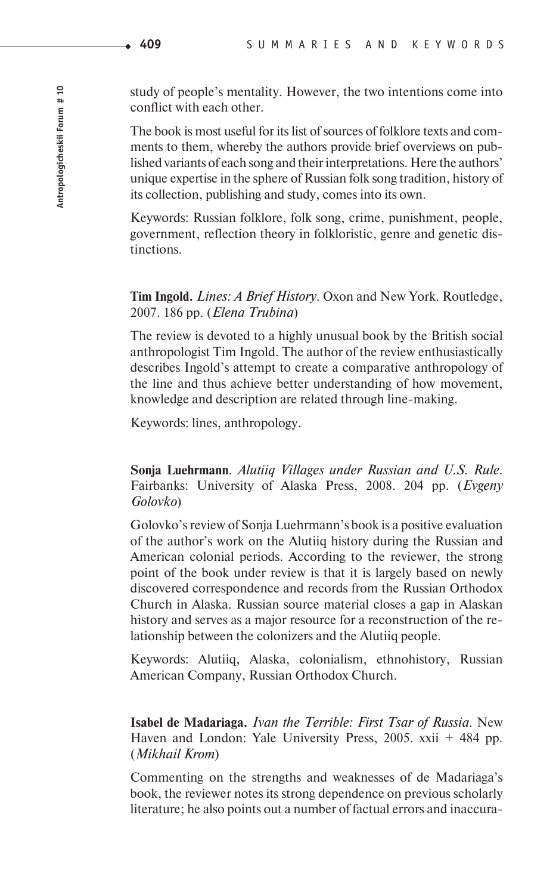study of people's mentality. However, the two intentions come into conflict with each other.

The book is most useful for its list of sources of folklore texts and comments to them, whereby the authors provide brief overviews on published variants of each song and their interpretations. Here the authors' unique expertise in the sphere of Russian folk song tradition, history of its collection, publishing and study, comes into its own.

Keywords: Russian folklore, folk song, crime, punishment, people, government, reflection theory in folkloristic, genre and genetic distinctions.

**Tim Ingold.** *Lines: A Brief History*. Oxon and New York. Routledge, 2007. 186 pp. (*Elena Trubina*)

The review is devoted to a highly unusual book by the British social anthropologist Tim Ingold. The author of the review enthusiastically describes Ingold's attempt to create a comparative anthropology of the line and thus achieve better understanding of how movement, knowledge and description are related through line-making.

Keywords: lines, anthropology.

**Sonja Luehrmann**. *Alutiiq Villages under Russian and U.S. Rule.* Fairbanks: University of Alaska Press, 2008. 204 pp. (*Evgeny Golovko*)

Golovko's review of Sonja Luehrmann's book is a positive evaluation of the author's work on the Alutiiq history during the Russian and American colonial periods. According to the reviewer, the strong point of the book under review is that it is largely based on newly discovered correspondence and records from the Russian Orthodox Church in Alaska. Russian source material closes a gap in Alaskan history and serves as a major resource for a reconstruction of the relationship between the colonizers and the Alutiiq people.

Keywords: Alutiiq, Alaska, colonialism, ethnohistory, Russian American Company, Russian Orthodox Church.

**Isabel de Madariaga.** *Ivan the Terrible: First Tsar of Russia.* New Haven and London: Yale University Press, 2005. xxii + 484 pp. (*Mikhail Krom*)

Commenting on the strengths and weaknesses of de Madariaga's book, the reviewer notes its strong dependence on previous scholarly literature; he also points out a number of factual errors and inaccura-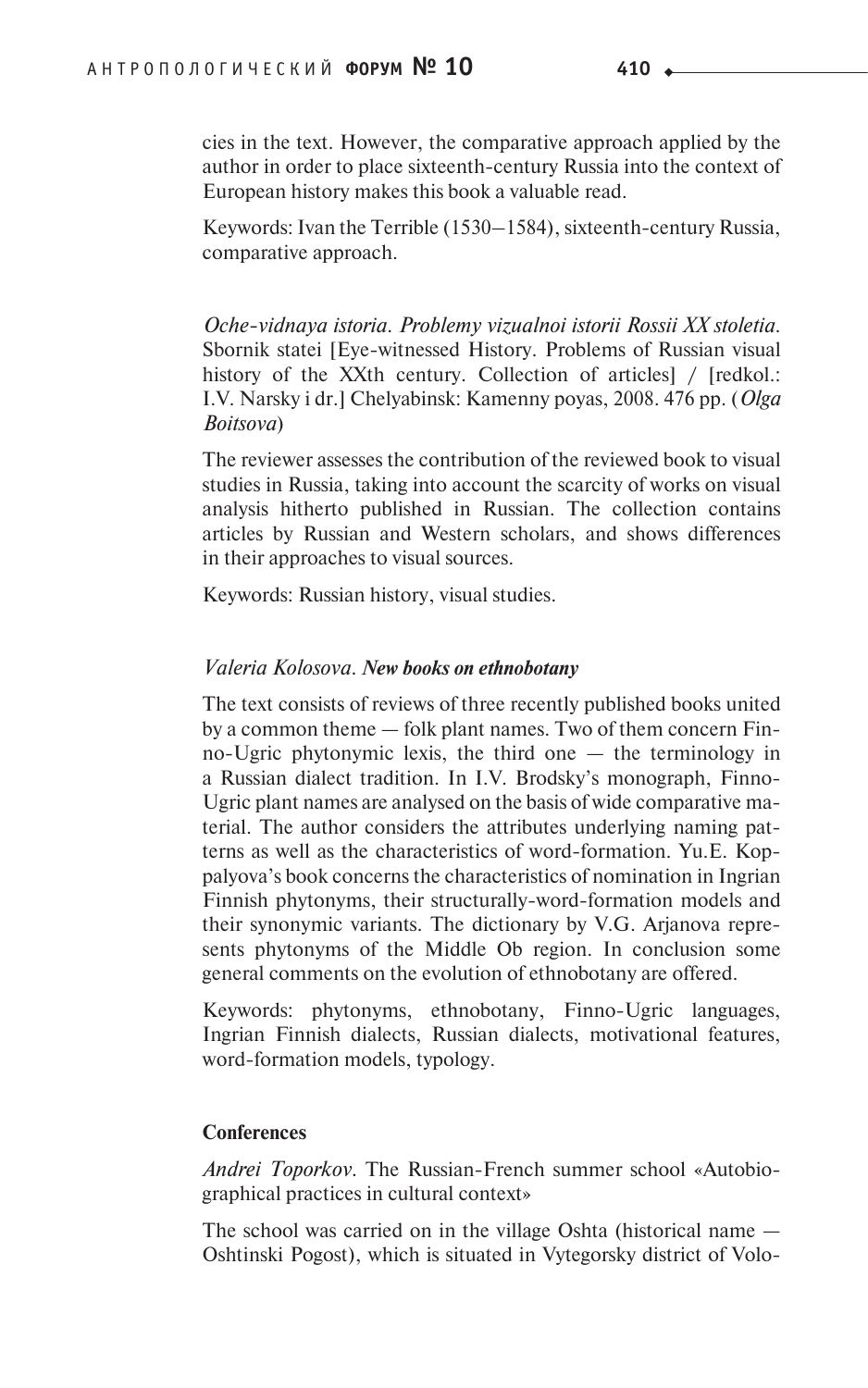cies in the text. However, the comparative approach applied by the author in order to place sixteenth-century Russia into the context of European history makes this book a valuable read.

Keywords: Ivan the Terrible (1530–1584), sixteenth-century Russia, comparative approach.

*Oche-vidnaya istoria. Problemy vizualnoi istorii Rossii XX stoletia.* Sbornik statei [Eye-witnessed History. Problems of Russian visual history of the XXth century. Collection of articles] / [redkol.: I.V. Narsky i dr.] Chelyabinsk: Kamenny poyas, 2008. 476 pp. (*Olga Boitsova*)

The reviewer assesses the contribution of the reviewed book to visual studies in Russia, taking into account the scarcity of works on visual analysis hitherto published in Russian. The collection contains articles by Russian and Western scholars, and shows differences in their approaches to visual sources.

Keywords: Russian history, visual studies.

*Valeria Kolosova*. ***New books on ethnobotany***

The text consists of reviews of three recently published books united by a common theme — folk plant names. Two of them concern Finno-Ugric phytonymic lexis, the third one — the terminology in a Russian dialect tradition. In I.V. Brodsky's monograph, Finno-Ugric plant names are analysed on the basis of wide comparative material. The author considers the attributes underlying naming patterns as well as the characteristics of word-formation. Yu.E. Koppalyova's book concerns the characteristics of nomination in Ingrian Finnish phytonyms, their structurally-word-formation models and their synonymic variants. The dictionary by V.G. Arjanova represents phytonyms of the Middle Ob region. In conclusion some general comments on the evolution of ethnobotany are offered.

Keywords: phytonyms, ethnobotany, Finno-Ugric languages, Ingrian Finnish dialects, Russian dialects, motivational features, word-formation models, typology.

**Conferences**

*Andrei Toporkov*. The Russian-French summer school «Autobiographical practices in cultural context»

The school was carried on in the village Oshta (historical name — Oshtinski Pogost), which is situated in Vytegorsky district of Volo-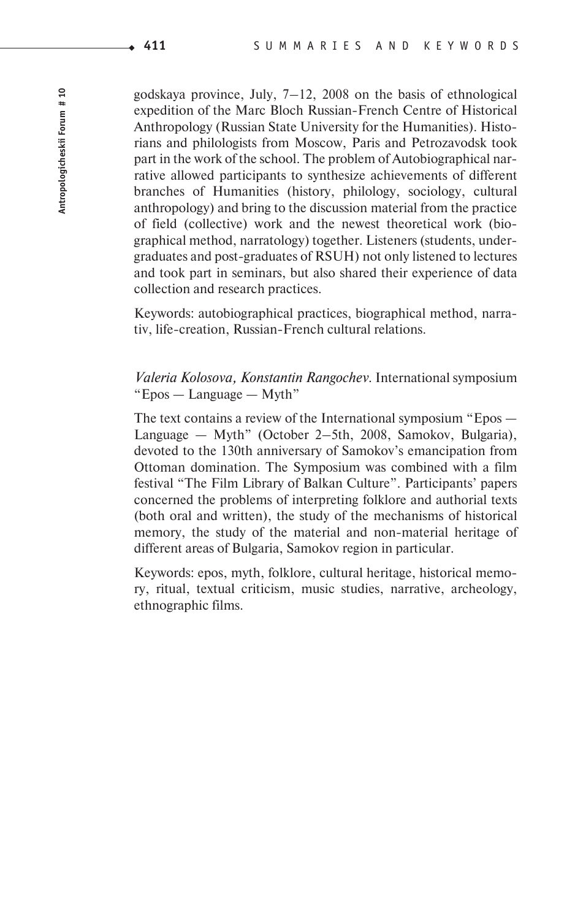godskaya province, July, 7–12, 2008 on the basis of ethnological expedition of the Marc Bloch Russian-French Centre of Historical Anthropology (Russian State University for the Humanities). Historians and philologists from Moscow, Paris and Petrozavodsk took part in the work of the school. The problem of Autobiographical narrative allowed participants to synthesize achievements of different branches of Humanities (history, philology, sociology, cultural anthropology) and bring to the discussion material from the practice of field (collective) work and the newest theoretical work (biographical method, narratology) together. Listeners (students, undergraduates and post-graduates of RSUH) not only listened to lectures and took part in seminars, but also shared their experience of data collection and research practices.

Keywords: autobiographical practices, biographical method, narrativ, life-creation, Russian-French cultural relations.

*Valeria Kolosova, Konstantin Rangochev*. International symposium "Epos — Language — Myth"

The text contains a review of the International symposium "Epos — Language — Myth" (October 2–5th, 2008, Samokov, Bulgaria), devoted to the 130th anniversary of Samokov's emancipation from Ottoman domination. The Symposium was combined with a film festival "The Film Library of Balkan Culture". Participants' papers concerned the problems of interpreting folklore and authorial texts (both oral and written), the study of the mechanisms of historical memory, the study of the material and non-material heritage of different areas of Bulgaria, Samokov region in particular.

Keywords: epos, myth, folklore, cultural heritage, historical memory, ritual, textual criticism, music studies, narrative, archeology, ethnographic films.